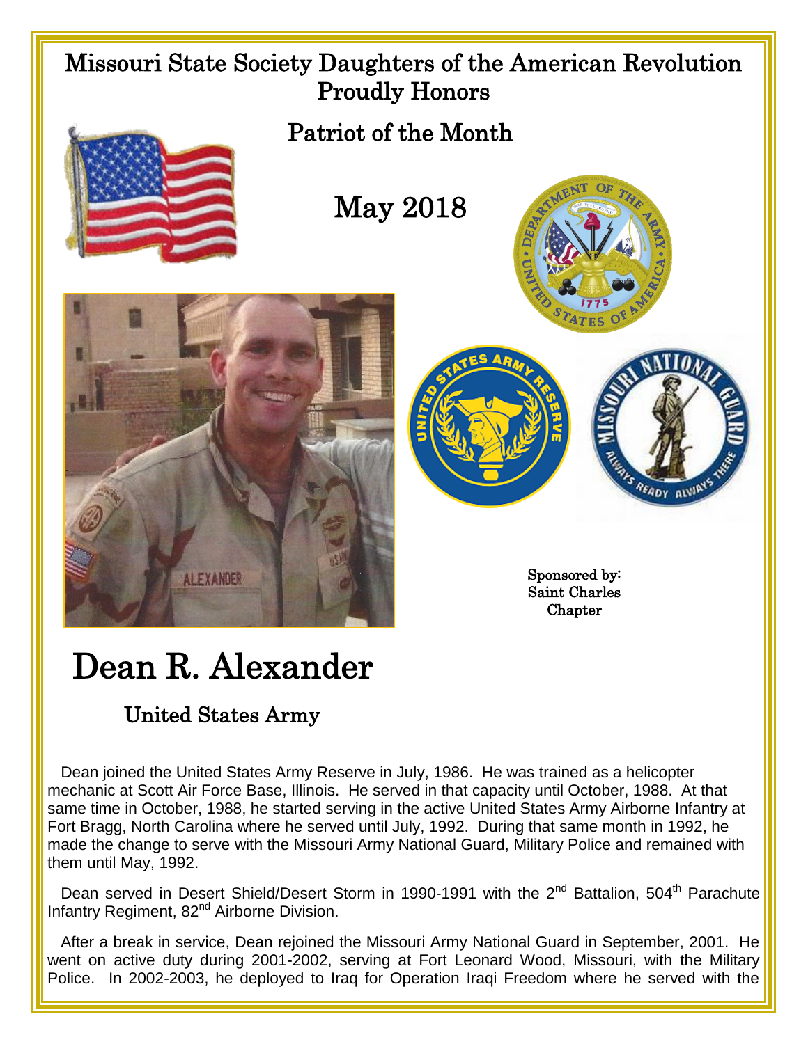# Missouri State Society Daughters of the American Revolution
## Proudly Honors

## Patriot of the Month

## May 2018

Sponsored by:
Saint Charles
Chapter

# Dean R. Alexander

## United States Army

Dean joined the United States Army Reserve in July, 1986. He was trained as a helicopter mechanic at Scott Air Force Base, Illinois. He served in that capacity until October, 1988. At that same time in October, 1988, he started serving in the active United States Army Airborne Infantry at Fort Bragg, North Carolina where he served until July, 1992. During that same month in 1992, he made the change to serve with the Missouri Army National Guard, Military Police and remained with them until May, 1992.

Dean served in Desert Shield/Desert Storm in 1990-1991 with the 2nd Battalion, 504th Parachute Infantry Regiment, 82nd Airborne Division.

After a break in service, Dean rejoined the Missouri Army National Guard in September, 2001. He went on active duty during 2001-2002, serving at Fort Leonard Wood, Missouri, with the Military Police. In 2002-2003, he deployed to Iraq for Operation Iraqi Freedom where he served with the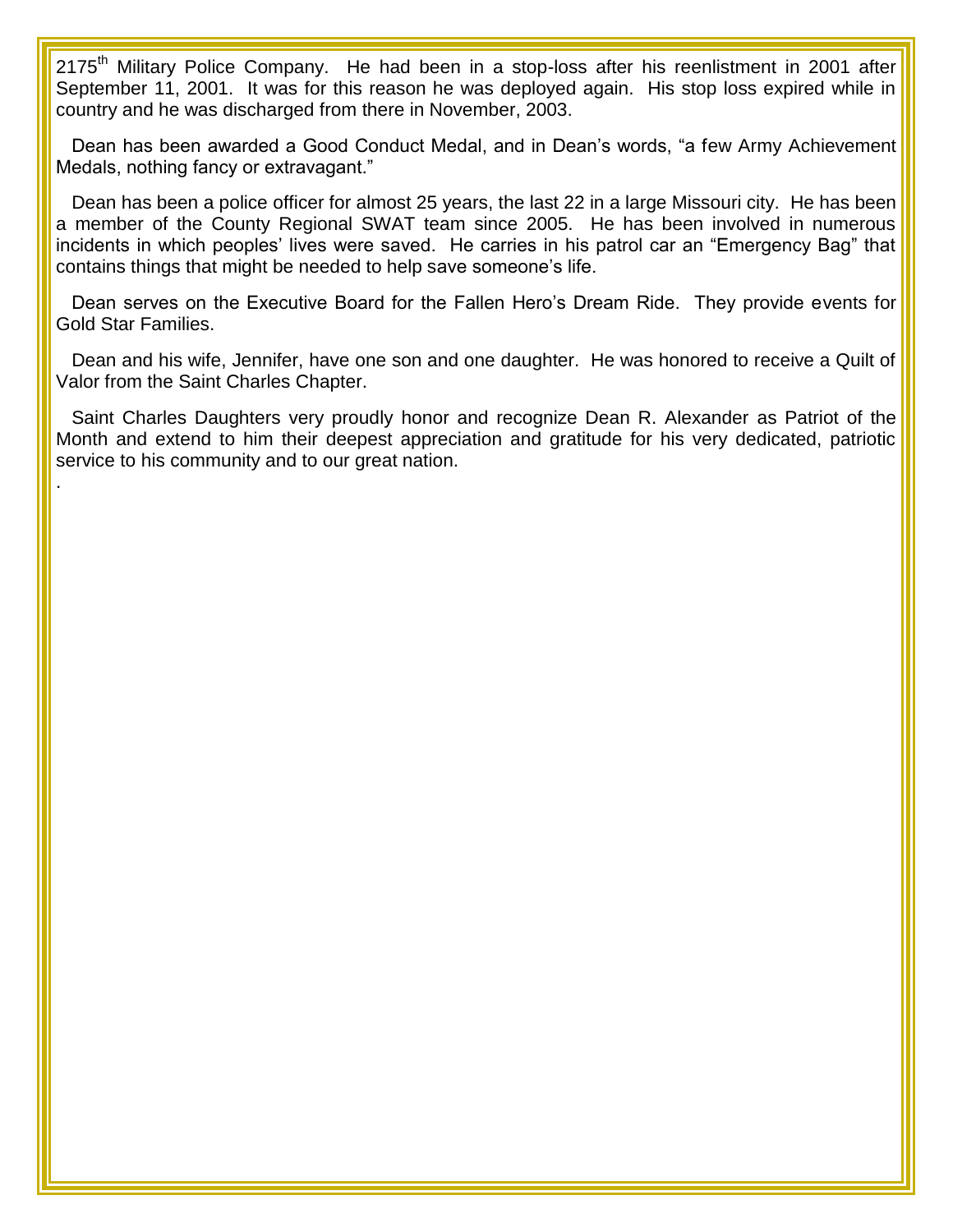2175th Military Police Company. He had been in a stop-loss after his reenlistment in 2001 after September 11, 2001. It was for this reason he was deployed again. His stop loss expired while in country and he was discharged from there in November, 2003.

Dean has been awarded a Good Conduct Medal, and in Dean's words, "a few Army Achievement Medals, nothing fancy or extravagant."

Dean has been a police officer for almost 25 years, the last 22 in a large Missouri city. He has been a member of the County Regional SWAT team since 2005. He has been involved in numerous incidents in which peoples' lives were saved. He carries in his patrol car an "Emergency Bag" that contains things that might be needed to help save someone's life.

Dean serves on the Executive Board for the Fallen Hero's Dream Ride. They provide events for Gold Star Families.

Dean and his wife, Jennifer, have one son and one daughter. He was honored to receive a Quilt of Valor from the Saint Charles Chapter.

Saint Charles Daughters very proudly honor and recognize Dean R. Alexander as Patriot of the Month and extend to him their deepest appreciation and gratitude for his very dedicated, patriotic service to his community and to our great nation.

.